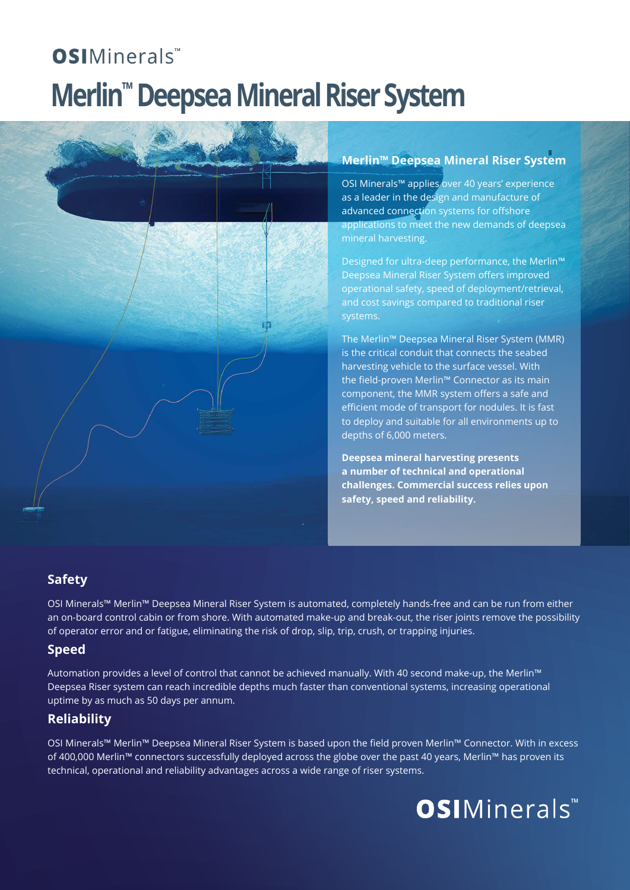OSIMinerals™

# Merlin™ Deepsea Mineral Riser System

## Merlin™ Deepsea Mineral Riser System

OSI Minerals™ applies over 40 years' experience as a leader in the design and manufacture of advanced connection systems for offshore applications to meet the new demands of deepsea mineral harvesting.

Designed for ultra-deep performance, the Merlin™ Deepsea Mineral Riser System offers improved operational safety, speed of deployment/retrieval, and cost savings compared to traditional riser systems.

The Merlin™ Deepsea Mineral Riser System (MMR) is the critical conduit that connects the seabed harvesting vehicle to the surface vessel. With the field-proven Merlin™ Connector as its main component, the MMR system offers a safe and efficient mode of transport for nodules. It is fast to deploy and suitable for all environments up to depths of 6,000 meters.

**Deepsea mineral harvesting presents a number of technical and operational challenges. Commercial success relies upon safety, speed and reliability.**

## Safety

OSI Minerals™ Merlin™ Deepsea Mineral Riser System is automated, completely hands-free and can be run from either an on-board control cabin or from shore. With automated make-up and break-out, the riser joints remove the possibility of operator error and or fatigue, eliminating the risk of drop, slip, trip, crush, or trapping injuries.

## Speed

Automation provides a level of control that cannot be achieved manually. With 40 second make-up, the Merlin™ Deepsea Riser system can reach incredible depths much faster than conventional systems, increasing operational uptime by as much as 50 days per annum.

## Reliability

OSI Minerals™ Merlin™ Deepsea Mineral Riser System is based upon the field proven Merlin™ Connector. With in excess of 400,000 Merlin™ connectors successfully deployed across the globe over the past 40 years, Merlin™ has proven its technical, operational and reliability advantages across a wide range of riser systems.

OSIMinerals™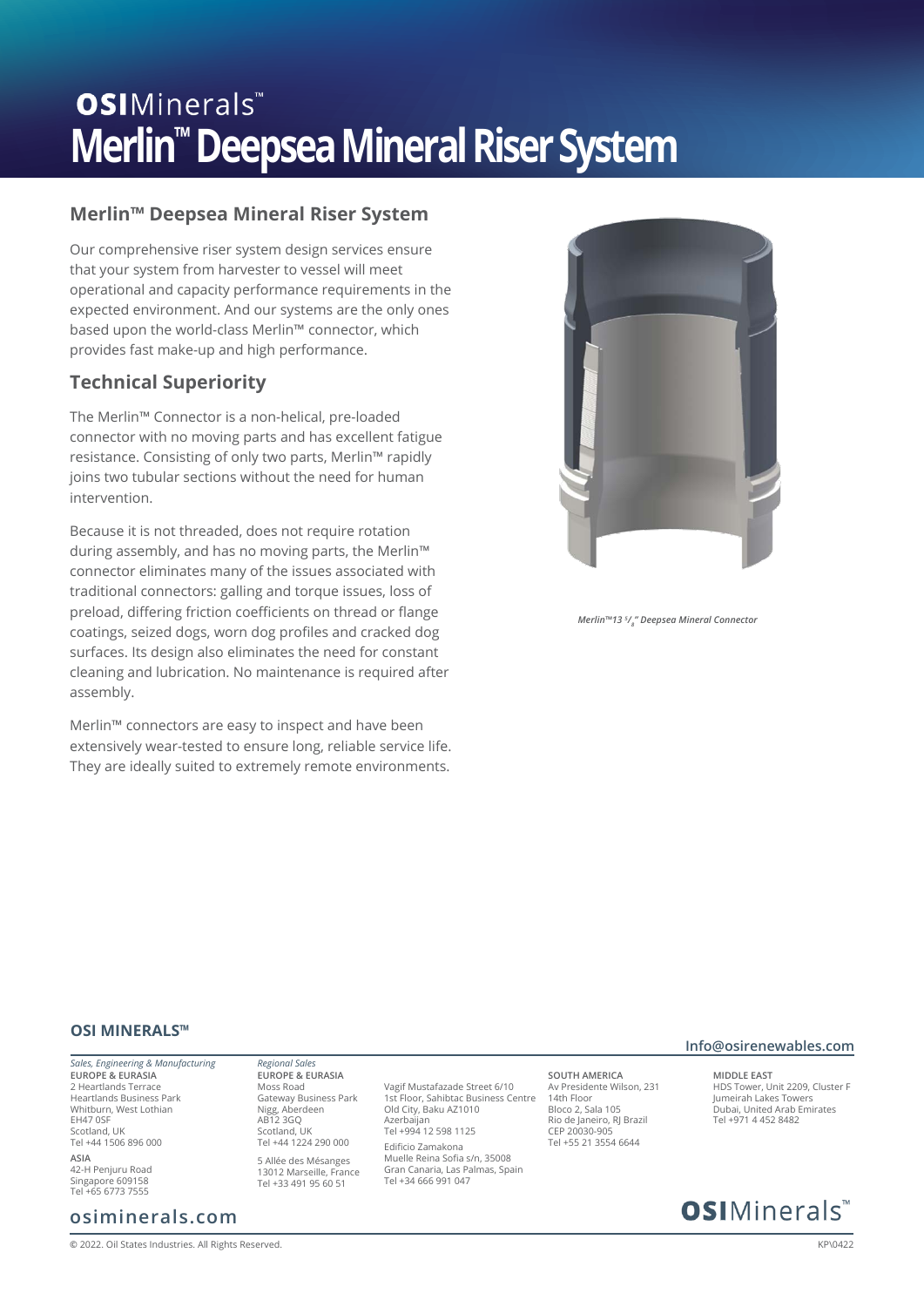# OSIMinerals™
# Merlin™ Deepsea Mineral Riser System

## Merlin™ Deepsea Mineral Riser System

Our comprehensive riser system design services ensure that your system from harvester to vessel will meet operational and capacity performance requirements in the expected environment. And our systems are the only ones based upon the world-class Merlin™ connector, which provides fast make-up and high performance.

## Technical Superiority

The Merlin™ Connector is a non-helical, pre-loaded connector with no moving parts and has excellent fatigue resistance. Consisting of only two parts, Merlin™ rapidly joins two tubular sections without the need for human intervention.

Because it is not threaded, does not require rotation during assembly, and has no moving parts, the Merlin™ connector eliminates many of the issues associated with traditional connectors: galling and torque issues, loss of preload, differing friction coefficients on thread or flange coatings, seized dogs, worn dog profiles and cracked dog surfaces. Its design also eliminates the need for constant cleaning and lubrication. No maintenance is required after assembly.

Merlin™ connectors are easy to inspect and have been extensively wear-tested to ensure long, reliable service life. They are ideally suited to extremely remote environments.

*Merlin™13 5/8" Deepsea Mineral Connector*

**OSI MINERALS™**

Info@osirenewables.com

*Sales, Engineering & Manufacturing*
**EUROPE & EURASIA**
2 Heartlands Terrace
Heartlands Business Park
Whitburn, West Lothian
EH47 0SF
Scotland, UK
Tel +44 1506 896 000

**ASIA**
42-H Penjuru Road
Singapore 609158
Tel +65 6773 7555

*Regional Sales*
**EUROPE & EURASIA**
Moss Road
Gateway Business Park
Nigg, Aberdeen
AB12 3GQ
Scotland, UK
Tel +44 1224 290 000

5 Allée des Mésanges
13012 Marseille, France
Tel +33 491 95 60 51

Vagif Mustafazade Street 6/10
1st Floor, Sahibtac Business Centre
Old City, Baku AZ1010
Azerbaijan
Tel +994 12 598 1125

Edificio Zamakona
Muelle Reina Sofia s/n, 35008
Gran Canaria, Las Palmas, Spain
Tel +34 666 991 047

**SOUTH AMERICA**
Av Presidente Wilson, 231
14th Floor
Bloco 2, Sala 105
Rio de Janeiro, RJ Brazil
CEP 20030-905
Tel +55 21 3554 6644

**MIDDLE EAST**
HDS Tower, Unit 2209, Cluster F
Jumeirah Lakes Towers
Dubai, United Arab Emirates
Tel +971 4 452 8482

osiminerals.com

OSIMinerals™

© 2022. Oil States Industries. All Rights Reserved.

KP\0422